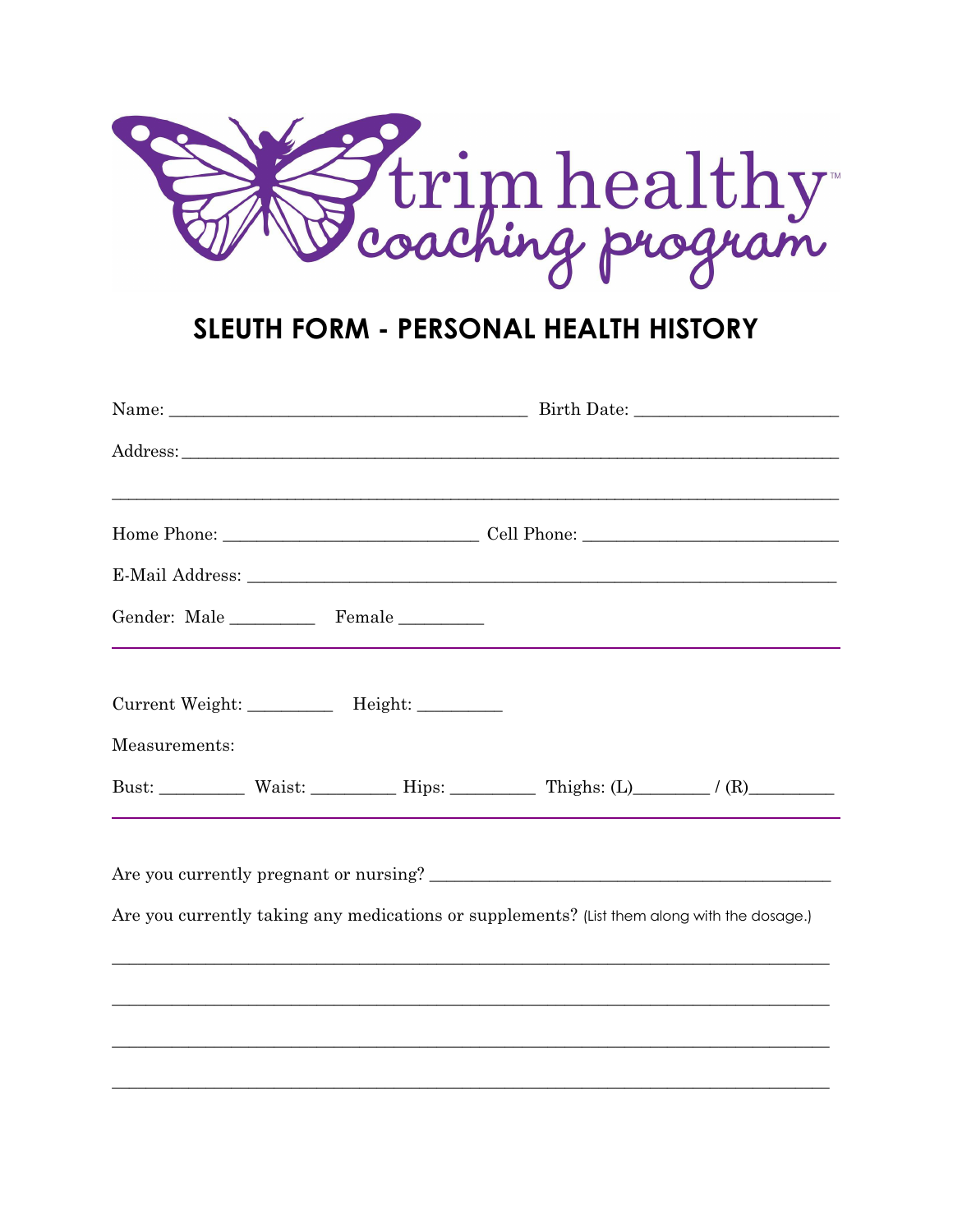trim healthy coaching program™

# SLEUTH FORM - PERSONAL HEALTH HISTORY

Name: ________________________________________ Birth Date: ______________________

Address: ________________________________________________________________________

_________________________________________________________________________________

Home Phone: ____________________________ Cell Phone: ____________________________

E-Mail Address: _________________________________________________________________

Gender: Male _________ Female _________

---

Current Weight: _________ Height: _________

Measurements:

Bust: _________ Waist: _________ Hips: _________ Thighs: (L)________ / (R)_________

---

Are you currently pregnant or nursing? _____________________________________________

Are you currently taking any medications or supplements? (List them along with the dosage.)

_________________________________________________________________________________

_________________________________________________________________________________

_________________________________________________________________________________

_________________________________________________________________________________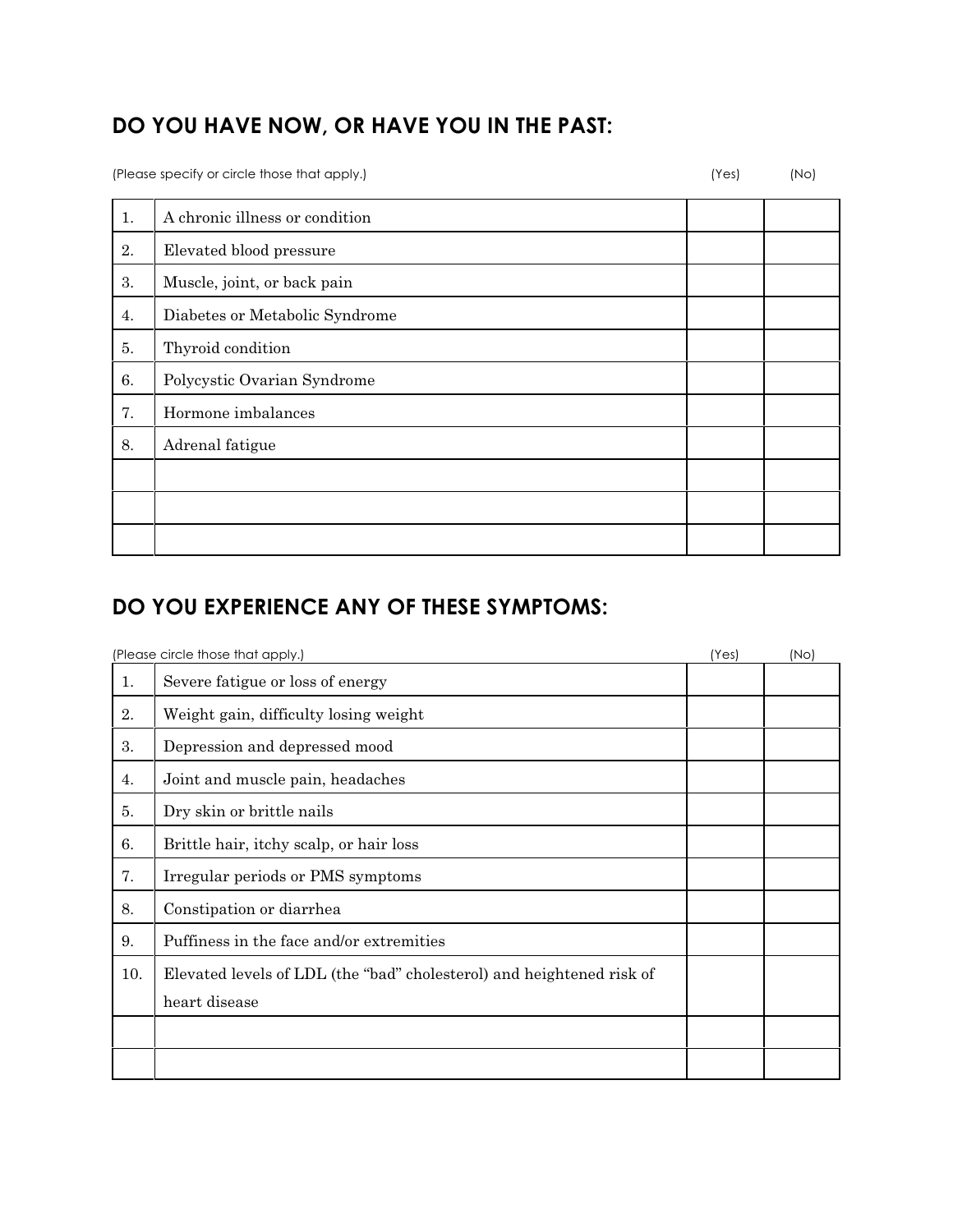## DO YOU HAVE NOW, OR HAVE YOU IN THE PAST:

(Please specify or circle those that apply.)

| | | (Yes) | (No) |
|---|---|---|---|
| 1. | A chronic illness or condition | | |
| 2. | Elevated blood pressure | | |
| 3. | Muscle, joint, or back pain | | |
| 4. | Diabetes or Metabolic Syndrome | | |
| 5. | Thyroid condition | | |
| 6. | Polycystic Ovarian Syndrome | | |
| 7. | Hormone imbalances | | |
| 8. | Adrenal fatigue | | |
| | | | |
| | | | |
| | | | |

## DO YOU EXPERIENCE ANY OF THESE SYMPTOMS:

(Please circle those that apply.)

| | | (Yes) | (No) |
|---|---|---|---|
| 1. | Severe fatigue or loss of energy | | |
| 2. | Weight gain, difficulty losing weight | | |
| 3. | Depression and depressed mood | | |
| 4. | Joint and muscle pain, headaches | | |
| 5. | Dry skin or brittle nails | | |
| 6. | Brittle hair, itchy scalp, or hair loss | | |
| 7. | Irregular periods or PMS symptoms | | |
| 8. | Constipation or diarrhea | | |
| 9. | Puffiness in the face and/or extremities | | |
| 10. | Elevated levels of LDL (the "bad" cholesterol) and heightened risk of heart disease | | |
| | | | |
| | | | |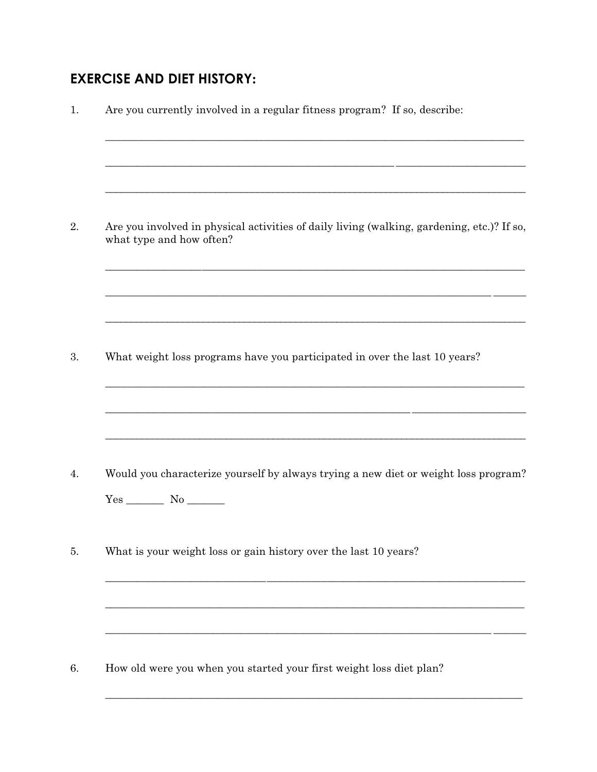## EXERCISE AND DIET HISTORY:

1. Are you currently involved in a regular fitness program? If so, describe:

______________________________________________________________________________

______________________________________________________________________________

______________________________________________________________________________

2. Are you involved in physical activities of daily living (walking, gardening, etc.)? If so, what type and how often?

______________________________________________________________________________

______________________________________________________________________________

______________________________________________________________________________

3. What weight loss programs have you participated in over the last 10 years?

______________________________________________________________________________

______________________________________________________________________________

______________________________________________________________________________

4. Would you characterize yourself by always trying a new diet or weight loss program?

   Yes _______ No _______

5. What is your weight loss or gain history over the last 10 years?

______________________________________________________________________________

______________________________________________________________________________

______________________________________________________________________________

6. How old were you when you started your first weight loss diet plan?

______________________________________________________________________________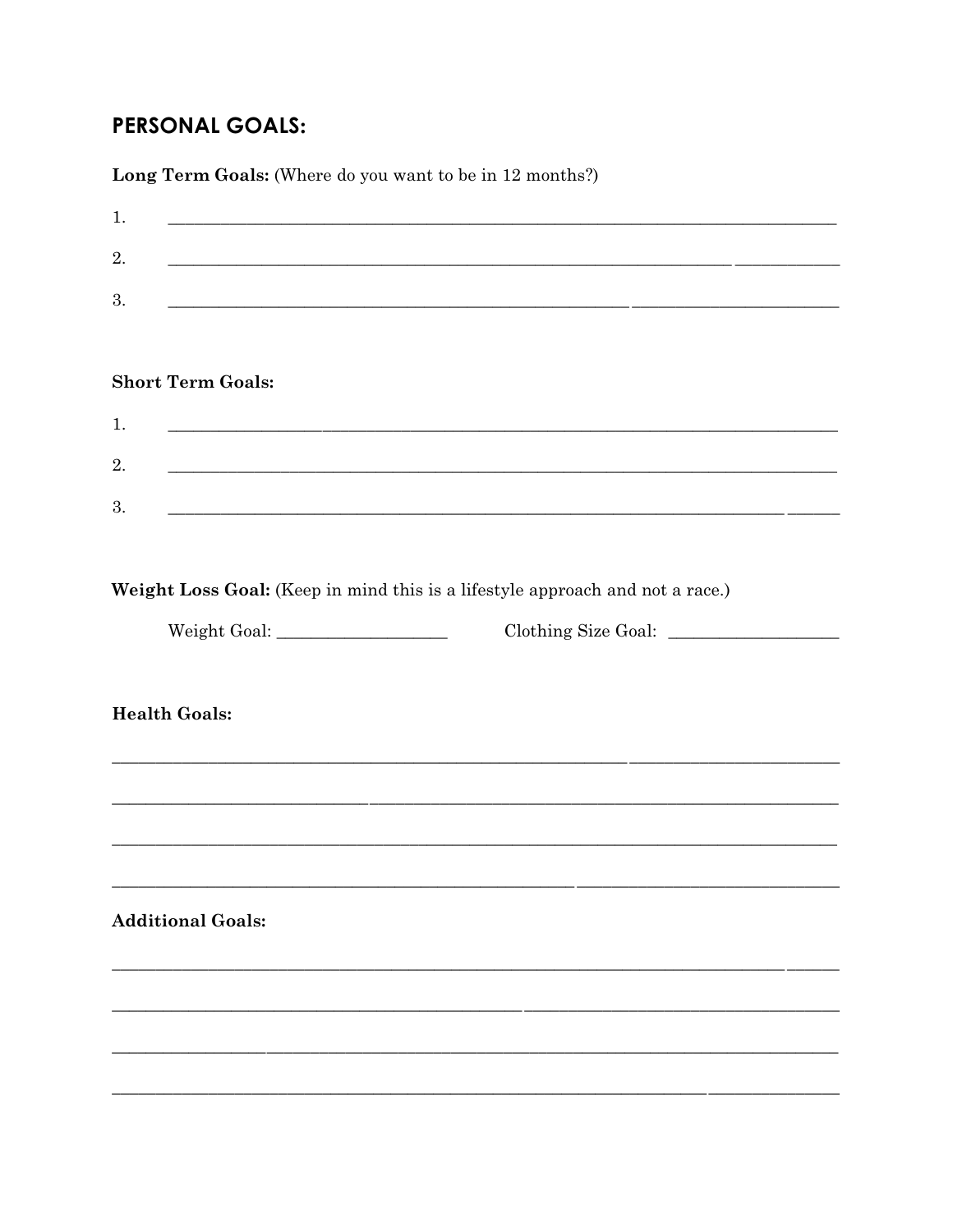## PERSONAL GOALS:

**Long Term Goals:** (Where do you want to be in 12 months?)

1. ______________________________________________________________________________
2. ______________________________________________________________________________
3. ______________________________________________________________________________

**Short Term Goals:**

1. ______________________________________________________________________________
2. ______________________________________________________________________________
3. ______________________________________________________________________________

**Weight Loss Goal:** (Keep in mind this is a lifestyle approach and not a race.)

Weight Goal: ___________________ Clothing Size Goal: ___________________

**Health Goals:**

_________________________________________________________________________________

_________________________________________________________________________________

_________________________________________________________________________________

_________________________________________________________________________________

**Additional Goals:**

_________________________________________________________________________________

_________________________________________________________________________________

_________________________________________________________________________________

_________________________________________________________________________________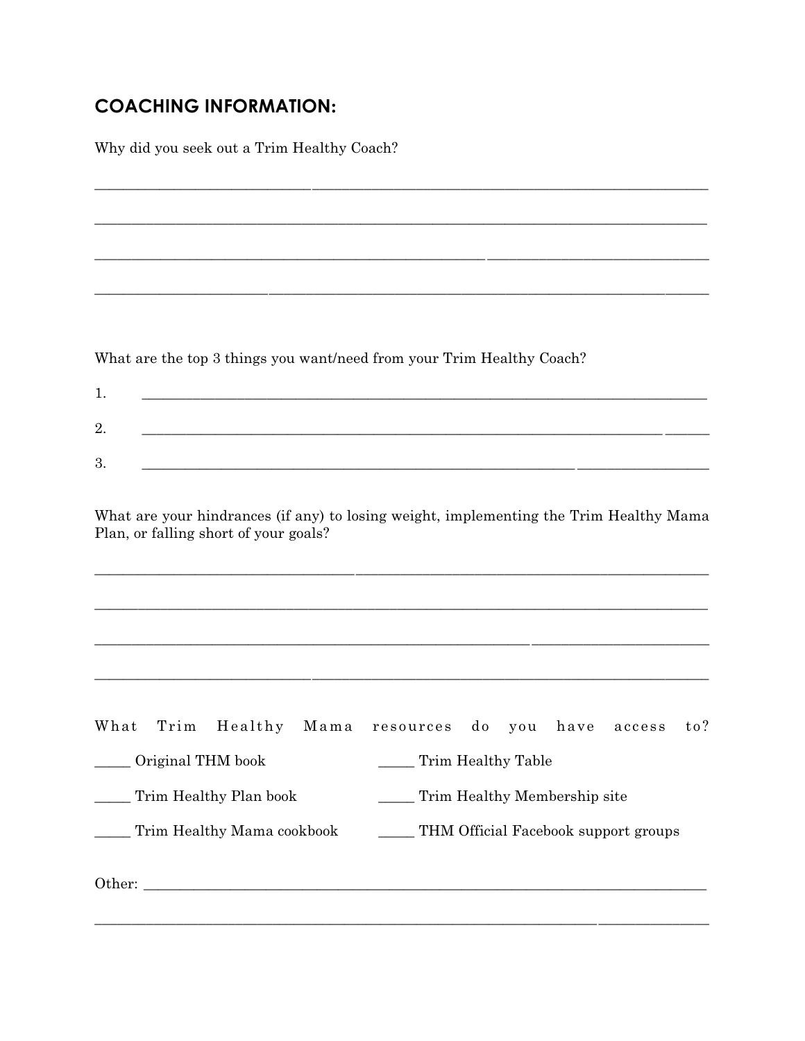## COACHING INFORMATION:

Why did you seek out a Trim Healthy Coach?

____________________________________________________________________________

____________________________________________________________________________

____________________________________________________________________________

____________________________________________________________________________

What are the top 3 things you want/need from your Trim Healthy Coach?

1. ______________________________________________________________________

2. ______________________________________________________________________

3. ______________________________________________________________________

What are your hindrances (if any) to losing weight, implementing the Trim Healthy Mama Plan, or falling short of your goals?

____________________________________________________________________________

____________________________________________________________________________

____________________________________________________________________________

____________________________________________________________________________

What Trim Healthy Mama resources do you have access to?

_____ Original THM book

_____ Trim Healthy Plan book

_____ Trim Healthy Mama cookbook

_____ Trim Healthy Table

_____ Trim Healthy Membership site

_____ THM Official Facebook support groups

Other: _______________________________________________________________________

____________________________________________________________________________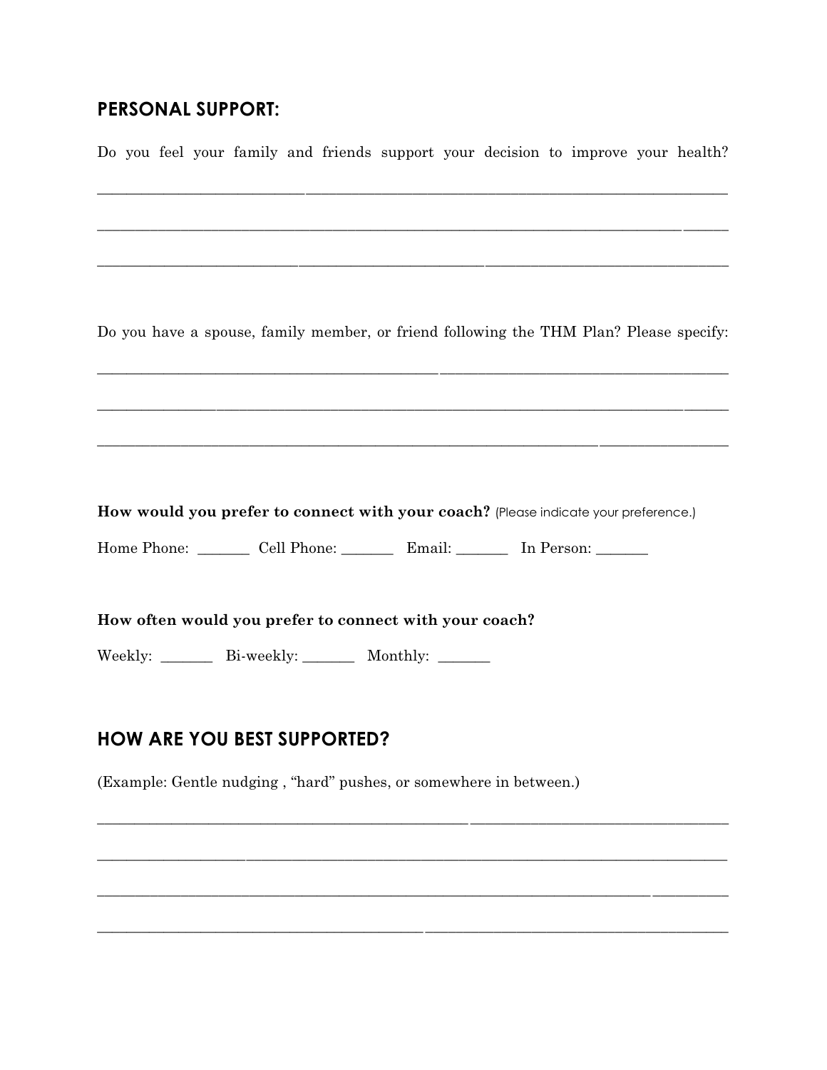## PERSONAL SUPPORT:

Do you feel your family and friends support your decision to improve your health?

______________________________________________________________________________

______________________________________________________________________________

______________________________________________________________________________

Do you have a spouse, family member, or friend following the THM Plan? Please specify:

______________________________________________________________________________

______________________________________________________________________________

______________________________________________________________________________

**How would you prefer to connect with your coach?** (Please indicate your preference.)

Home Phone: _______ Cell Phone: _______ Email: _______ In Person: _______

**How often would you prefer to connect with your coach?**

Weekly: _______ Bi-weekly: _______ Monthly: _______

## HOW ARE YOU BEST SUPPORTED?

(Example: Gentle nudging , "hard" pushes, or somewhere in between.)

______________________________________________________________________________

______________________________________________________________________________

______________________________________________________________________________

______________________________________________________________________________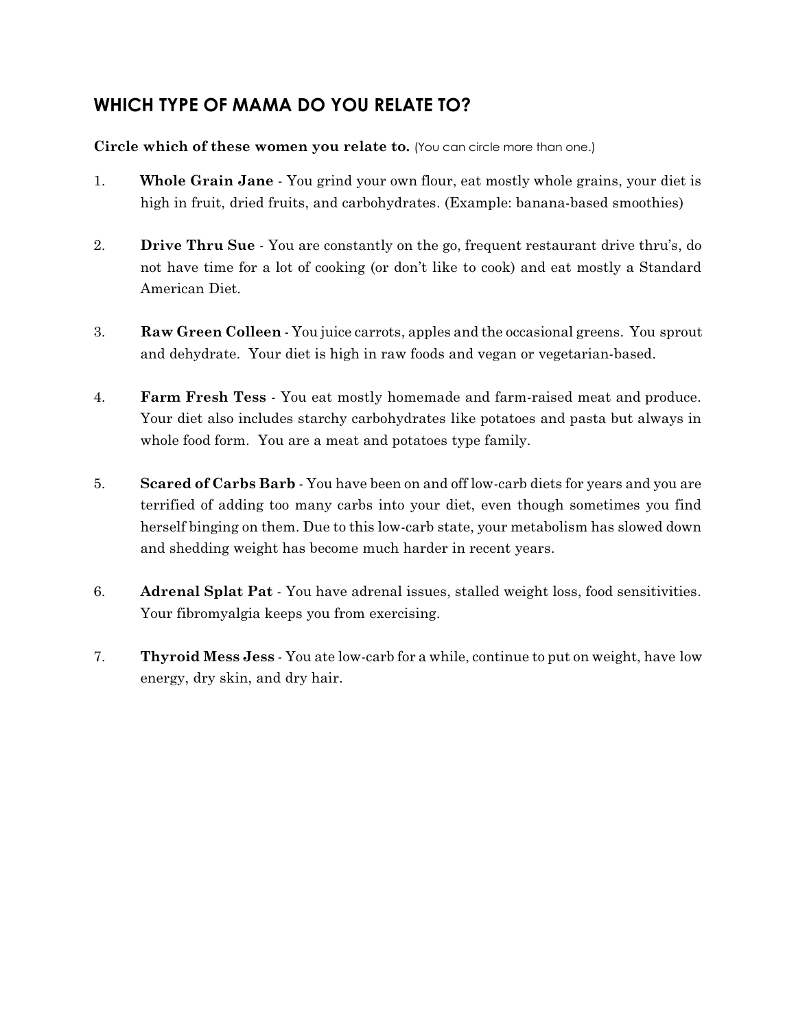## WHICH TYPE OF MAMA DO YOU RELATE TO?

**Circle which of these women you relate to.** (You can circle more than one.)

1. **Whole Grain Jane** - You grind your own flour, eat mostly whole grains, your diet is high in fruit, dried fruits, and carbohydrates. (Example: banana-based smoothies)

2. **Drive Thru Sue** - You are constantly on the go, frequent restaurant drive thru's, do not have time for a lot of cooking (or don't like to cook) and eat mostly a Standard American Diet.

3. **Raw Green Colleen** - You juice carrots, apples and the occasional greens. You sprout and dehydrate. Your diet is high in raw foods and vegan or vegetarian-based.

4. **Farm Fresh Tess** - You eat mostly homemade and farm-raised meat and produce. Your diet also includes starchy carbohydrates like potatoes and pasta but always in whole food form. You are a meat and potatoes type family.

5. **Scared of Carbs Barb** - You have been on and off low-carb diets for years and you are terrified of adding too many carbs into your diet, even though sometimes you find herself binging on them. Due to this low-carb state, your metabolism has slowed down and shedding weight has become much harder in recent years.

6. **Adrenal Splat Pat** - You have adrenal issues, stalled weight loss, food sensitivities. Your fibromyalgia keeps you from exercising.

7. **Thyroid Mess Jess** - You ate low-carb for a while, continue to put on weight, have low energy, dry skin, and dry hair.